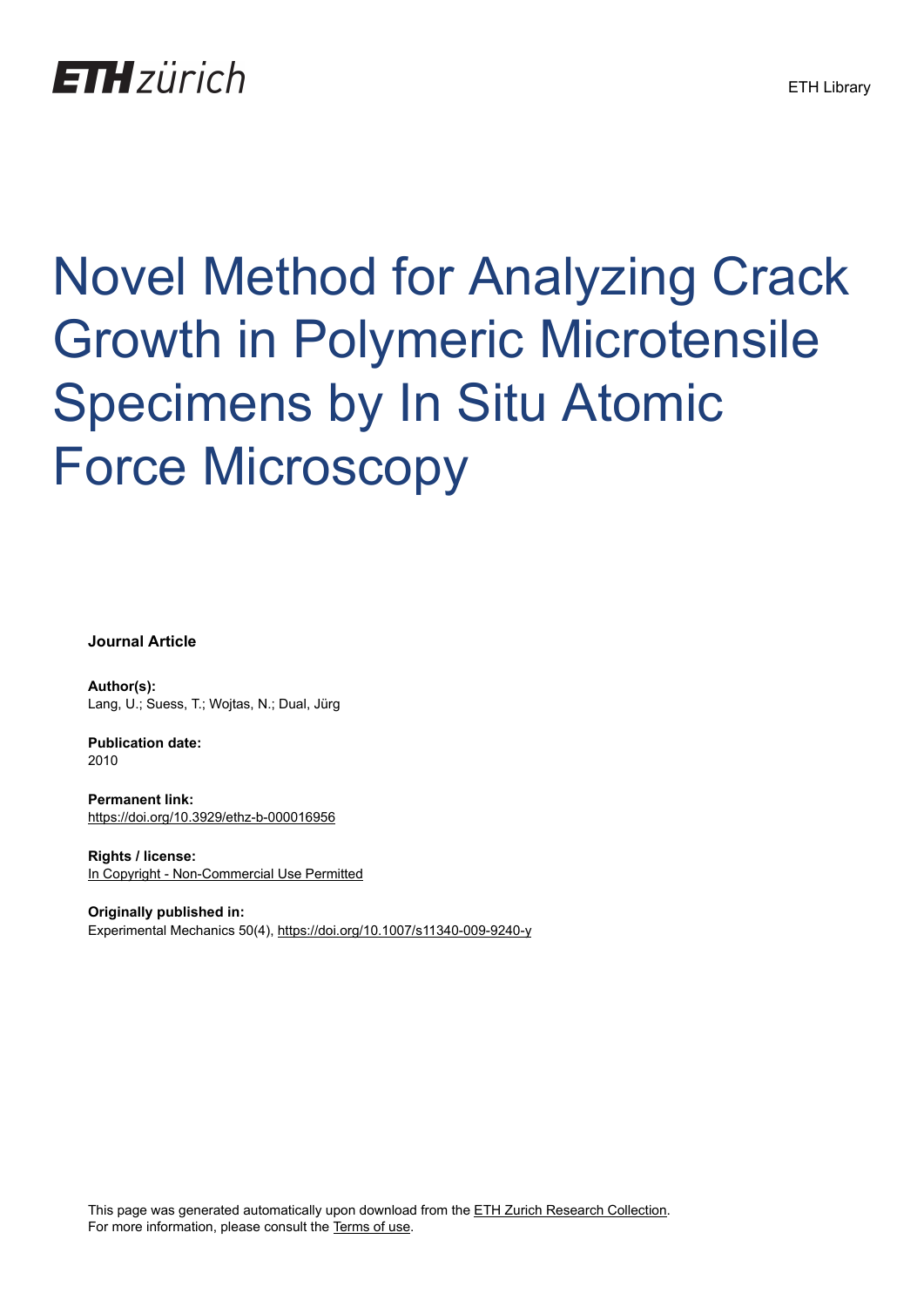ETH zürich

ETH Library

# Novel Method for Analyzing Crack Growth in Polymeric Microtensile Specimens by In Situ Atomic Force Microscopy

**Journal Article**

**Author(s):**
Lang, U.; Suess, T.; Wojtas, N.; Dual, Jürg

**Publication date:**
2010

**Permanent link:**
https://doi.org/10.3929/ethz-b-000016956

**Rights / license:**
In Copyright - Non-Commercial Use Permitted

**Originally published in:**
Experimental Mechanics 50(4), https://doi.org/10.1007/s11340-009-9240-y

This page was generated automatically upon download from the ETH Zurich Research Collection.
For more information, please consult the Terms of use.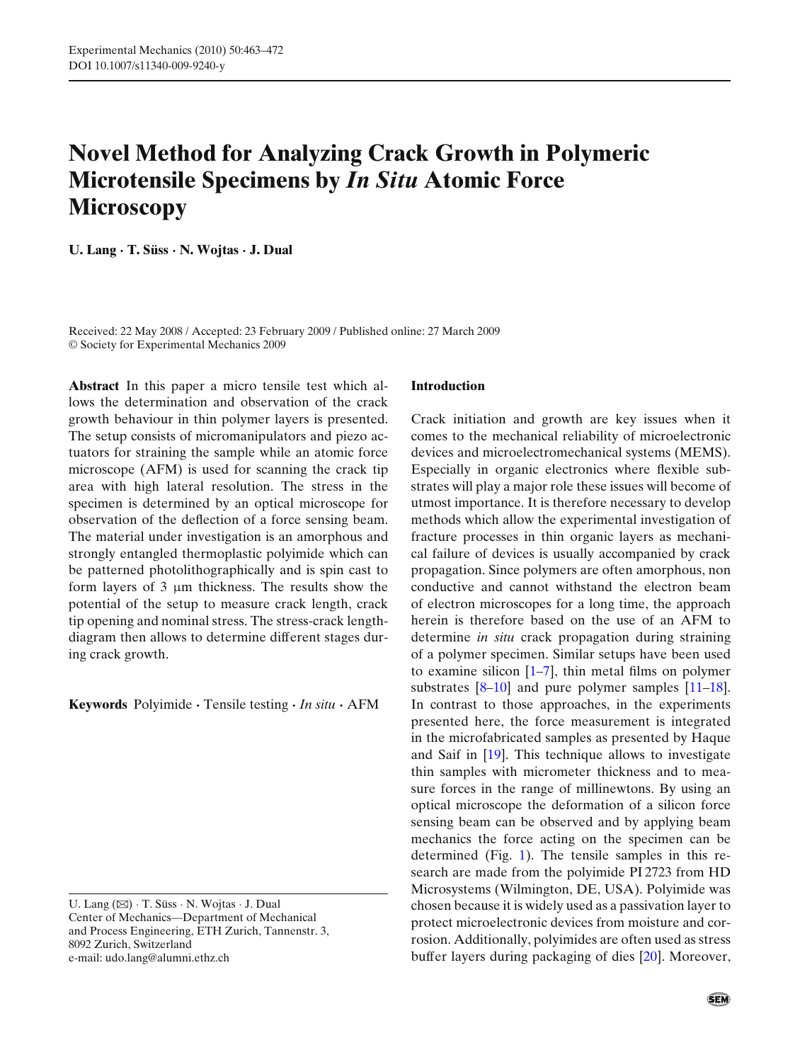# Novel Method for Analyzing Crack Growth in Polymeric Microtensile Specimens by *In Situ* Atomic Force Microscopy

**U. Lang · T. Süss · N. Wojtas · J. Dual**

Received: 22 May 2008 / Accepted: 23 February 2009 / Published online: 27 March 2009
© Society for Experimental Mechanics 2009

**Abstract** In this paper a micro tensile test which allows the determination and observation of the crack growth behaviour in thin polymer layers is presented. The setup consists of micromanipulators and piezo actuators for straining the sample while an atomic force microscope (AFM) is used for scanning the crack tip area with high lateral resolution. The stress in the specimen is determined by an optical microscope for observation of the deflection of a force sensing beam. The material under investigation is an amorphous and strongly entangled thermoplastic polyimide which can be patterned photolithographically and is spin cast to form layers of 3 μm thickness. The results show the potential of the setup to measure crack length, crack tip opening and nominal stress. The stress-crack length-diagram then allows to determine different stages during crack growth.

**Keywords** Polyimide · Tensile testing · *In situ* · AFM

U. Lang (✉) · T. Süss · N. Wojtas · J. Dual
Center of Mechanics—Department of Mechanical and Process Engineering, ETH Zurich, Tannenstr. 3, 8092 Zurich, Switzerland
e-mail: udo.lang@alumni.ethz.ch

## Introduction

Crack initiation and growth are key issues when it comes to the mechanical reliability of microelectronic devices and microelectromechanical systems (MEMS). Especially in organic electronics where flexible substrates will play a major role these issues will become of utmost importance. It is therefore necessary to develop methods which allow the experimental investigation of fracture processes in thin organic layers as mechanical failure of devices is usually accompanied by crack propagation. Since polymers are often amorphous, non conductive and cannot withstand the electron beam of electron microscopes for a long time, the approach herein is therefore based on the use of an AFM to determine *in situ* crack propagation during straining of a polymer specimen. Similar setups have been used to examine silicon [1–7], thin metal films on polymer substrates [8–10] and pure polymer samples [11–18]. In contrast to those approaches, in the experiments presented here, the force measurement is integrated in the microfabricated samples as presented by Haque and Saif in [19]. This technique allows to investigate thin samples with micrometer thickness and to measure forces in the range of millinewtons. By using an optical microscope the deformation of a silicon force sensing beam can be observed and by applying beam mechanics the force acting on the specimen can be determined (Fig. 1). The tensile samples in this research are made from the polyimide PI 2723 from HD Microsystems (Wilmington, DE, USA). Polyimide was chosen because it is widely used as a passivation layer to protect microelectronic devices from moisture and corrosion. Additionally, polyimides are often used as stress buffer layers during packaging of dies [20]. Moreover,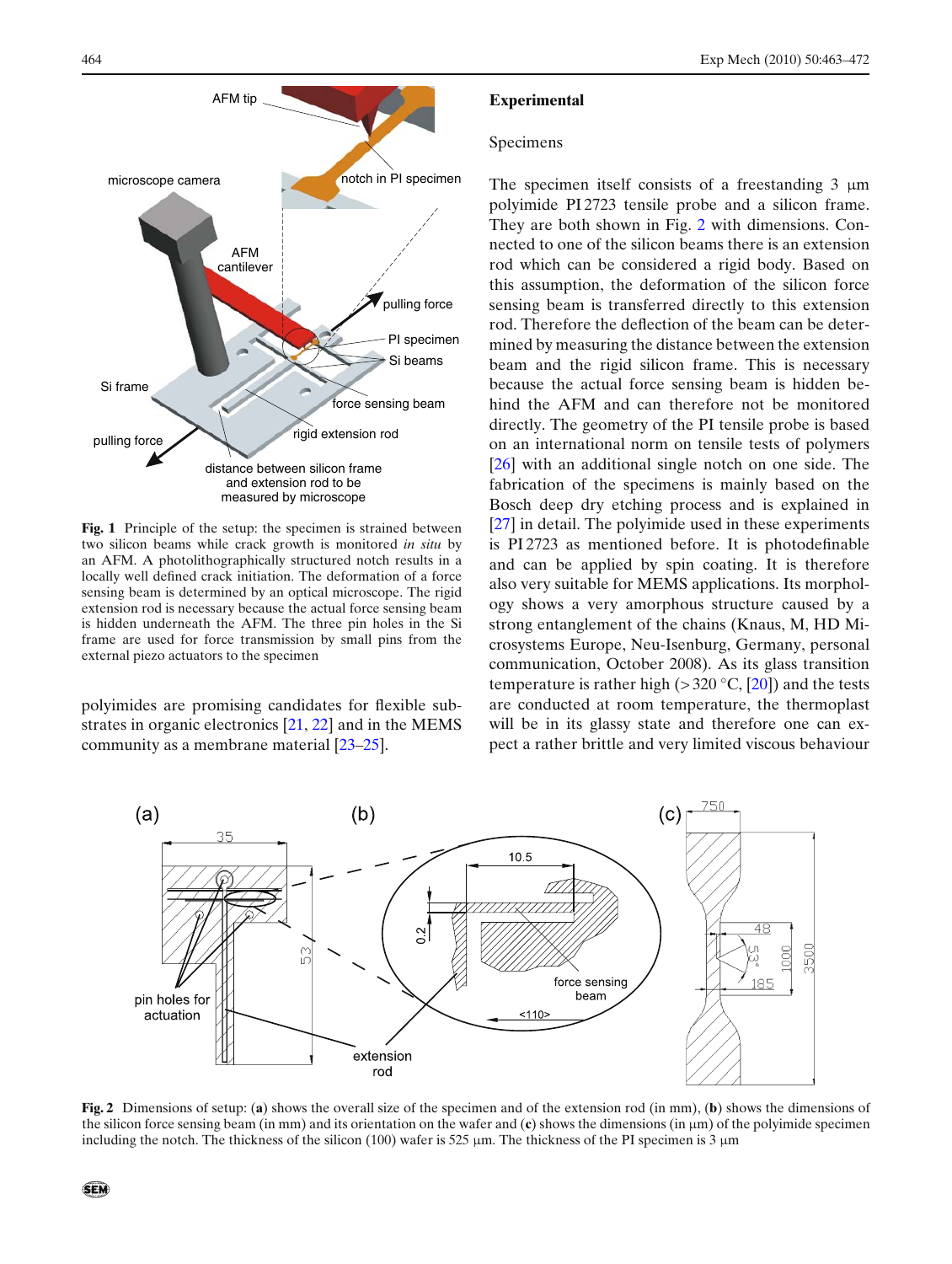Fig. 1 Principle of the setup: the specimen is strained between two silicon beams while crack growth is monitored *in situ* by an AFM. A photolithographically structured notch results in a locally well defined crack initiation. The deformation of a force sensing beam is determined by an optical microscope. The rigid extension rod is necessary because the actual force sensing beam is hidden underneath the AFM. The three pin holes in the Si frame are used for force transmission by small pins from the external piezo actuators to the specimen

polyimides are promising candidates for flexible substrates in organic electronics [21, 22] and in the MEMS community as a membrane material [23–25].

## Experimental

### Specimens

The specimen itself consists of a freestanding 3 μm polyimide PI 2723 tensile probe and a silicon frame. They are both shown in Fig. 2 with dimensions. Connected to one of the silicon beams there is an extension rod which can be considered a rigid body. Based on this assumption, the deformation of the silicon force sensing beam is transferred directly to this extension rod. Therefore the deflection of the beam can be determined by measuring the distance between the extension beam and the rigid silicon frame. This is necessary because the actual force sensing beam is hidden behind the AFM and can therefore not be monitored directly. The geometry of the PI tensile probe is based on an international norm on tensile tests of polymers [26] with an additional single notch on one side. The fabrication of the specimens is mainly based on the Bosch deep dry etching process and is explained in [27] in detail. The polyimide used in these experiments is PI 2723 as mentioned before. It is photodefinable and can be applied by spin coating. It is therefore also very suitable for MEMS applications. Its morphology shows a very amorphous structure caused by a strong entanglement of the chains (Knaus, M, HD Microsystems Europe, Neu-Isenburg, Germany, personal communication, October 2008). As its glass transition temperature is rather high (>320 °C, [20]) and the tests are conducted at room temperature, the thermoplast will be in its glassy state and therefore one can expect a rather brittle and very limited viscous behaviour

Fig. 2 Dimensions of setup: (**a**) shows the overall size of the specimen and of the extension rod (in mm), (**b**) shows the dimensions of the silicon force sensing beam (in mm) and its orientation on the wafer and (**c**) shows the dimensions (in μm) of the polyimide specimen including the notch. The thickness of the silicon (100) wafer is 525 μm. The thickness of the PI specimen is 3 μm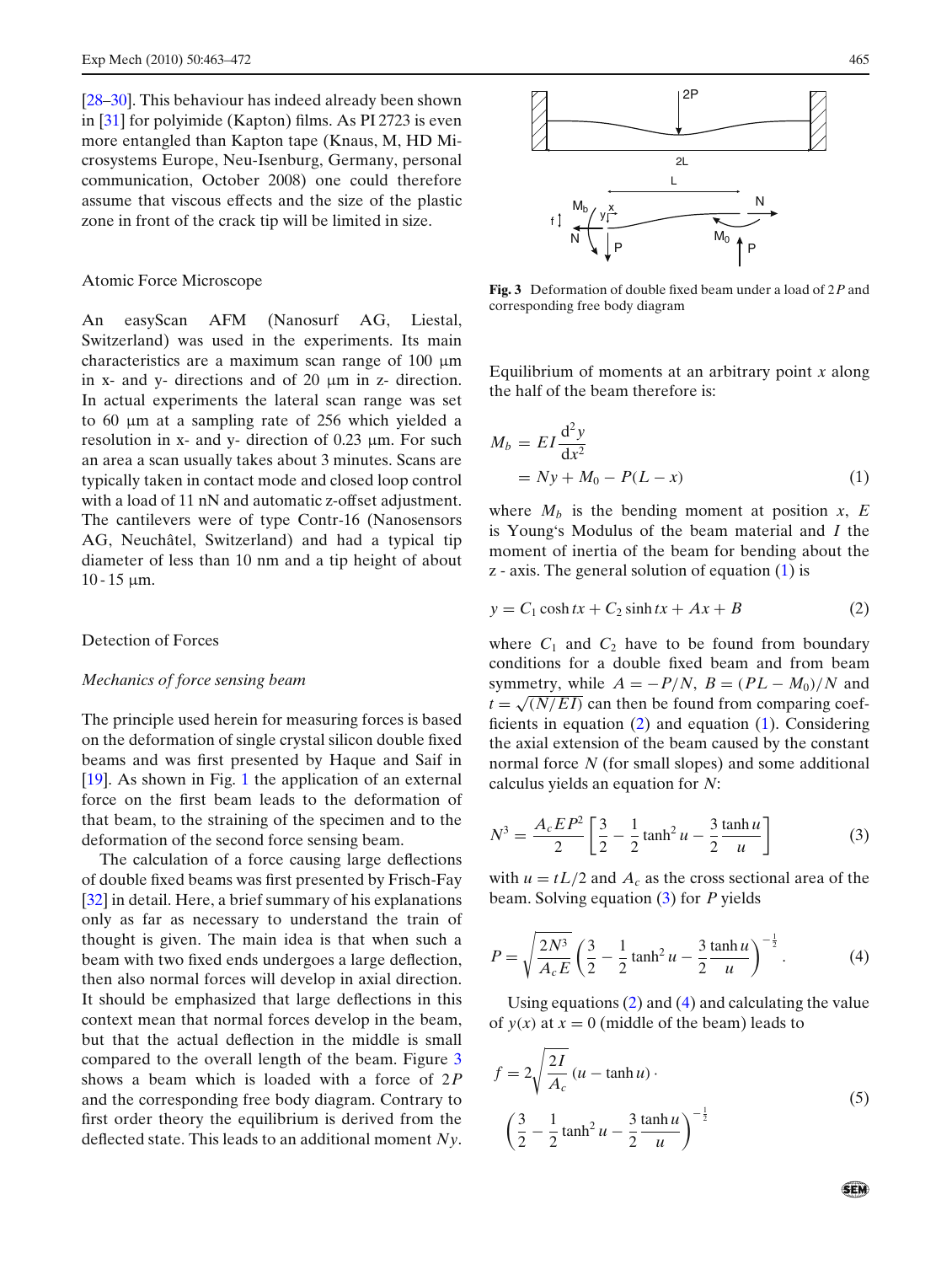[28–30]. This behaviour has indeed already been shown in [31] for polyimide (Kapton) films. As PI 2723 is even more entangled than Kapton tape (Knaus, M, HD Microsystems Europe, Neu-Isenburg, Germany, personal communication, October 2008) one could therefore assume that viscous effects and the size of the plastic zone in front of the crack tip will be limited in size.

### Atomic Force Microscope

An easyScan AFM (Nanosurf AG, Liestal, Switzerland) was used in the experiments. Its main characteristics are a maximum scan range of 100 μm in x- and y- directions and of 20 μm in z- direction. In actual experiments the lateral scan range was set to 60 μm at a sampling rate of 256 which yielded a resolution in x- and y- direction of 0.23 μm. For such an area a scan usually takes about 3 minutes. Scans are typically taken in contact mode and closed loop control with a load of 11 nN and automatic z-offset adjustment. The cantilevers were of type Contr-16 (Nanosensors AG, Neuchâtel, Switzerland) and had a typical tip diameter of less than 10 nm and a tip height of about 10 - 15 μm.

### Detection of Forces

#### *Mechanics of force sensing beam*

The principle used herein for measuring forces is based on the deformation of single crystal silicon double fixed beams and was first presented by Haque and Saif in [19]. As shown in Fig. 1 the application of an external force on the first beam leads to the deformation of that beam, to the straining of the specimen and to the deformation of the second force sensing beam.

The calculation of a force causing large deflections of double fixed beams was first presented by Frisch-Fay [32] in detail. Here, a brief summary of his explanations only as far as necessary to understand the train of thought is given. The main idea is that when such a beam with two fixed ends undergoes a large deflection, then also normal forces will develop in axial direction. It should be emphasized that large deflections in this context mean that normal forces develop in the beam, but that the actual deflection in the middle is small compared to the overall length of the beam. Figure 3 shows a beam which is loaded with a force of $2P$ and the corresponding free body diagram. Contrary to first order theory the equilibrium is derived from the deflected state. This leads to an additional moment $Ny$.

**Fig. 3** Deformation of double fixed beam under a load of $2P$ and corresponding free body diagram

Equilibrium of moments at an arbitrary point $x$ along the half of the beam therefore is:

$$
\begin{aligned}
M_b &= EI\frac{d^2y}{dx^2} \\
&= Ny + M_0 - P(L - x)
\end{aligned}
\tag{1}
$$

where $M_b$ is the bending moment at position $x$, $E$ is Young's Modulus of the beam material and $I$ the moment of inertia of the beam for bending about the z - axis. The general solution of equation (1) is

$$
y = C_1 \cosh tx + C_2 \sinh tx + Ax + B \tag{2}
$$

where $C_1$ and $C_2$ have to be found from boundary conditions for a double fixed beam and from beam symmetry, while $A = -P/N$, $B = (PL - M_0)/N$ and $t = \sqrt{(N/EI)}$ can then be found from comparing coefficients in equation (2) and equation (1). Considering the axial extension of the beam caused by the constant normal force $N$ (for small slopes) and some additional calculus yields an equation for $N$:

$$
N^3 = \frac{A_c E P^2}{2}\left[\frac{3}{2} - \frac{1}{2}\tanh^2 u - \frac{3}{2}\frac{\tanh u}{u}\right] \tag{3}
$$

with $u = tL/2$ and $A_c$ as the cross sectional area of the beam. Solving equation (3) for $P$ yields

$$
P = \sqrt{\frac{2N^3}{A_c E}}\left(\frac{3}{2} - \frac{1}{2}\tanh^2 u - \frac{3}{2}\frac{\tanh u}{u}\right)^{-\frac{1}{2}}. \tag{4}
$$

Using equations (2) and (4) and calculating the value of $y(x)$ at $x = 0$ (middle of the beam) leads to

$$
\begin{aligned}
f = 2\sqrt{\frac{2I}{A_c}}\,(u - \tanh u)\,\cdot \\
\left(\frac{3}{2} - \frac{1}{2}\tanh^2 u - \frac{3}{2}\frac{\tanh u}{u}\right)^{-\frac{1}{2}}
\end{aligned}
\tag{5}
$$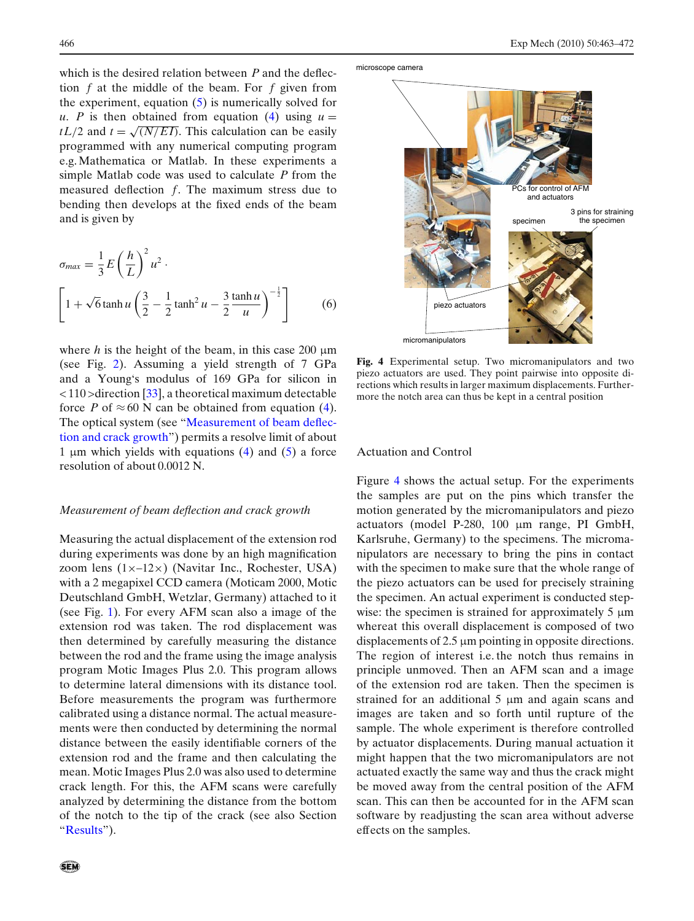which is the desired relation between $P$ and the deflection $f$ at the middle of the beam. For $f$ given from the experiment, equation (5) is numerically solved for $u$. $P$ is then obtained from equation (4) using $u = tL/2$ and $t = \sqrt{(N/EI)}$. This calculation can be easily programmed with any numerical computing program e.g. Mathematica or Matlab. In these experiments a simple Matlab code was used to calculate $P$ from the measured deflection $f$. The maximum stress due to bending then develops at the fixed ends of the beam and is given by

$$\sigma_{max} = \frac{1}{3} E \left(\frac{h}{L}\right)^2 u^2 \cdot \left[1 + \sqrt{6} \tanh u \left(\frac{3}{2} - \frac{1}{2}\tanh^2 u - \frac{3}{2}\frac{\tanh u}{u}\right)^{-\frac{1}{2}}\right] \quad (6)$$

where $h$ is the height of the beam, in this case 200 μm (see Fig. 2). Assuming a yield strength of 7 GPa and a Young's modulus of 169 GPa for silicon in <110>direction [33], a theoretical maximum detectable force $P$ of ≈60 N can be obtained from equation (4). The optical system (see "Measurement of beam deflection and crack growth") permits a resolve limit of about 1 μm which yields with equations (4) and (5) a force resolution of about 0.0012 N.

### *Measurement of beam deflection and crack growth*

Measuring the actual displacement of the extension rod during experiments was done by an high magnification zoom lens (1×–12×) (Navitar Inc., Rochester, USA) with a 2 megapixel CCD camera (Moticam 2000, Motic Deutschland GmbH, Wetzlar, Germany) attached to it (see Fig. 1). For every AFM scan also a image of the extension rod was taken. The rod displacement was then determined by carefully measuring the distance between the rod and the frame using the image analysis program Motic Images Plus 2.0. This program allows to determine lateral dimensions with its distance tool. Before measurements the program was furthermore calibrated using a distance normal. The actual measurements were then conducted by determining the normal distance between the easily identifiable corners of the extension rod and the frame and then calculating the mean. Motic Images Plus 2.0 was also used to determine crack length. For this, the AFM scans were carefully analyzed by determining the distance from the bottom of the notch to the tip of the crack (see also Section "Results").

**Fig. 4** Experimental setup. Two micromanipulators and two piezo actuators are used. They point pairwise into opposite directions which results in larger maximum displacements. Furthermore the notch area can thus be kept in a central position

### Actuation and Control

Figure 4 shows the actual setup. For the experiments the samples are put on the pins which transfer the motion generated by the micromanipulators and piezo actuators (model P-280, 100 μm range, PI GmbH, Karlsruhe, Germany) to the specimens. The micromanipulators are necessary to bring the pins in contact with the specimen to make sure that the whole range of the piezo actuators can be used for precisely straining the specimen. An actual experiment is conducted stepwise: the specimen is strained for approximately 5 μm whereat this overall displacement is composed of two displacements of 2.5 μm pointing in opposite directions. The region of interest i.e. the notch thus remains in principle unmoved. Then an AFM scan and a image of the extension rod are taken. Then the specimen is strained for an additional 5 μm and again scans and images are taken and so forth until rupture of the sample. The whole experiment is therefore controlled by actuator displacements. During manual actuation it might happen that the two micromanipulators are not actuated exactly the same way and thus the crack might be moved away from the central position of the AFM scan. This can then be accounted for in the AFM scan software by readjusting the scan area without adverse effects on the samples.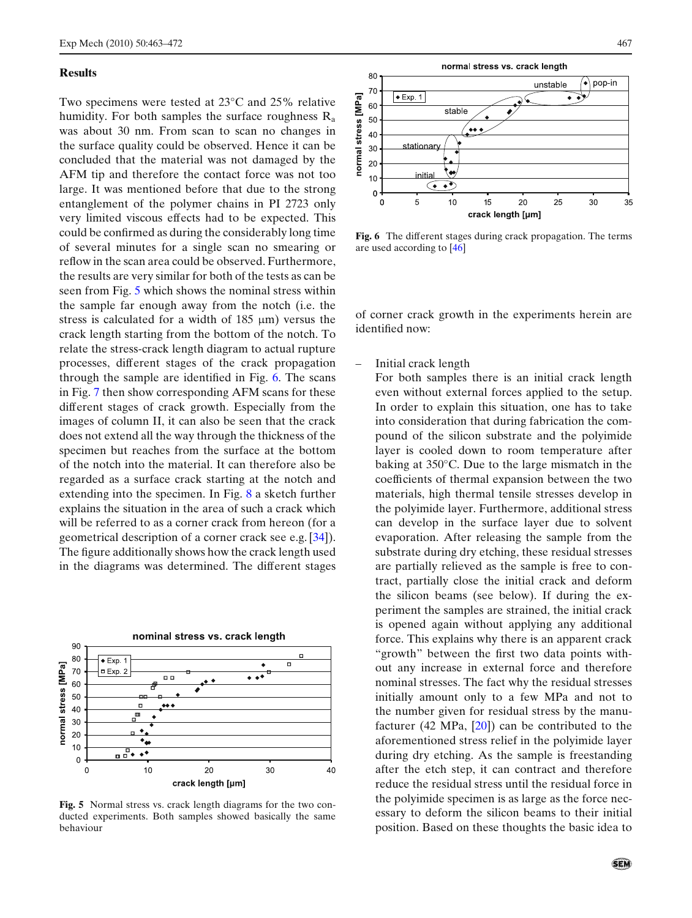## Results

Two specimens were tested at 23°C and 25% relative humidity. For both samples the surface roughness $R_a$ was about 30 nm. From scan to scan no changes in the surface quality could be observed. Hence it can be concluded that the material was not damaged by the AFM tip and therefore the contact force was not too large. It was mentioned before that due to the strong entanglement of the polymer chains in PI 2723 only very limited viscous effects had to be expected. This could be confirmed as during the considerably long time of several minutes for a single scan no smearing or reflow in the scan area could be observed. Furthermore, the results are very similar for both of the tests as can be seen from Fig. 5 which shows the nominal stress within the sample far enough away from the notch (i.e. the stress is calculated for a width of 185 μm) versus the crack length starting from the bottom of the notch. To relate the stress-crack length diagram to actual rupture processes, different stages of the crack propagation through the sample are identified in Fig. 6. The scans in Fig. 7 then show corresponding AFM scans for these different stages of crack growth. Especially from the images of column II, it can also be seen that the crack does not extend all the way through the thickness of the specimen but reaches from the surface at the bottom of the notch into the material. It can therefore also be regarded as a surface crack starting at the notch and extending into the specimen. In Fig. 8 a sketch further explains the situation in the area of such a crack which will be referred to as a corner crack from hereon (for a geometrical description of a corner crack see e.g. [34]). The figure additionally shows how the crack length used in the diagrams was determined. The different stages

Fig. 5 Normal stress vs. crack length diagrams for the two conducted experiments. Both samples showed basically the same behaviour

Fig. 6 The different stages during crack propagation. The terms are used according to [46]

of corner crack growth in the experiments herein are identified now:

– Initial crack length
  For both samples there is an initial crack length even without external forces applied to the setup. In order to explain this situation, one has to take into consideration that during fabrication the compound of the silicon substrate and the polyimide layer is cooled down to room temperature after baking at 350°C. Due to the large mismatch in the coefficients of thermal expansion between the two materials, high thermal tensile stresses develop in the polyimide layer. Furthermore, additional stress can develop in the surface layer due to solvent evaporation. After releasing the sample from the substrate during dry etching, these residual stresses are partially relieved as the sample is free to contract, partially close the initial crack and deform the silicon beams (see below). If during the experiment the samples are strained, the initial crack is opened again without applying any additional force. This explains why there is an apparent crack "growth" between the first two data points without any increase in external force and therefore nominal stresses. The fact why the residual stresses initially amount only to a few MPa and not to the number given for residual stress by the manufacturer (42 MPa, [20]) can be contributed to the aforementioned stress relief in the polyimide layer during dry etching. As the sample is freestanding after the etch step, it can contract and therefore reduce the residual stress until the residual force in the polyimide specimen is as large as the force necessary to deform the silicon beams to their initial position. Based on these thoughts the basic idea to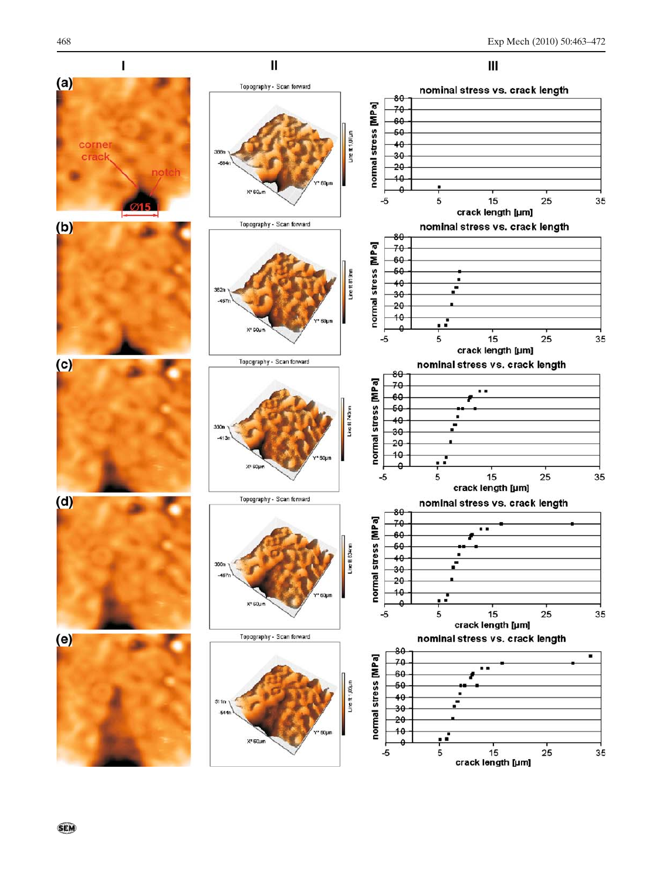I II III

(a)

corner crack

notch

Ø15

Topography - Scan forward

nominal stress vs. crack length

normal stress [MPa]

crack length [µm]

(b)

Topography - Scan forward

nominal stress vs. crack length

normal stress [MPa]

crack length [µm]

(c)

Topography - Scan forward

nominal stress vs. crack length

normal stress [MPa]

crack length [µm]

(d)

Topography - Scan forward

nominal stress vs. crack length

normal stress [MPa]

crack length [µm]

(e)

Topography - Scan forward

nominal stress vs. crack length

normal stress [MPa]

crack length [µm]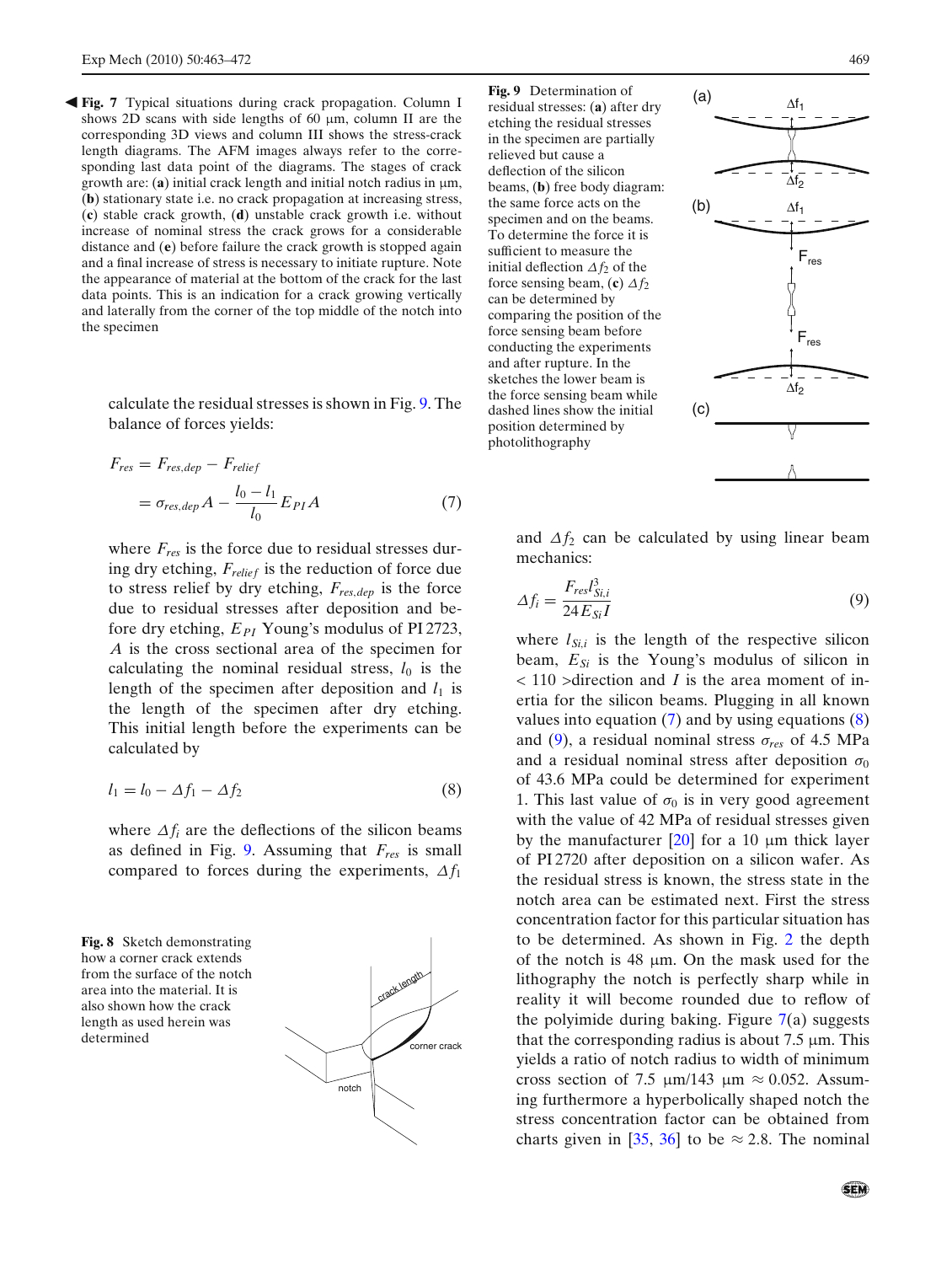◀ **Fig. 7** Typical situations during crack propagation. Column I shows 2D scans with side lengths of 60 μm, column II are the corresponding 3D views and column III shows the stress-crack length diagrams. The AFM images always refer to the corresponding last data point of the diagrams. The stages of crack growth are: (**a**) initial crack length and initial notch radius in μm, (**b**) stationary state i.e. no crack propagation at increasing stress, (**c**) stable crack growth, (**d**) unstable crack growth i.e. without increase of nominal stress the crack grows for a considerable distance and (**e**) before failure the crack growth is stopped again and a final increase of stress is necessary to initiate rupture. Note the appearance of material at the bottom of the crack for the last data points. This is an indication for a crack growing vertically and laterally from the corner of the top middle of the notch into the specimen

calculate the residual stresses is shown in Fig. 9. The balance of forces yields:

$$F_{res} = F_{res,dep} - F_{relief} = \sigma_{res,dep} A - \frac{l_0 - l_1}{l_0} E_{PI} A \tag{7}$$

where $F_{res}$ is the force due to residual stresses during dry etching, $F_{relief}$ is the reduction of force due to stress relief by dry etching, $F_{res,dep}$ is the force due to residual stresses after deposition and before dry etching, $E_{PI}$ Young's modulus of PI 2723, $A$ is the cross sectional area of the specimen for calculating the nominal residual stress, $l_0$ is the length of the specimen after deposition and $l_1$ is the length of the specimen after dry etching. This initial length before the experiments can be calculated by

$$l_1 = l_0 - \Delta f_1 - \Delta f_2 \tag{8}$$

where $\Delta f_i$ are the deflections of the silicon beams as defined in Fig. 9. Assuming that $F_{res}$ is small compared to forces during the experiments, $\Delta f_1$ and $\Delta f_2$ can be calculated by using linear beam mechanics:

$$\Delta f_i = \frac{F_{res} l_{Si,i}^3}{24 E_{Si} I} \tag{9}$$

where $l_{Si,i}$ is the length of the respective silicon beam, $E_{Si}$ is the Young's modulus of silicon in < 110 >direction and $I$ is the area moment of inertia for the silicon beams. Plugging in all known values into equation (7) and by using equations (8) and (9), a residual nominal stress $\sigma_{res}$ of 4.5 MPa and a residual nominal stress after deposition $\sigma_0$ of 43.6 MPa could be determined for experiment 1. This last value of $\sigma_0$ is in very good agreement with the value of 42 MPa of residual stresses given by the manufacturer [20] for a 10 μm thick layer of PI 2720 after deposition on a silicon wafer. As the residual stress is known, the stress state in the notch area can be estimated next. First the stress concentration factor for this particular situation has to be determined. As shown in Fig. 2 the depth of the notch is 48 μm. On the mask used for the lithography the notch is perfectly sharp while in reality it will become rounded due to reflow of the polyimide during baking. Figure 7(a) suggests that the corresponding radius is about 7.5 μm. This yields a ratio of notch radius to width of minimum cross section of 7.5 μm/143 μm ≈ 0.052. Assuming furthermore a hyperbolically shaped notch the stress concentration factor can be obtained from charts given in [35, 36] to be ≈ 2.8. The nominal

**Fig. 8** Sketch demonstrating how a corner crack extends from the surface of the notch area into the material. It is also shown how the crack length as used herein was determined

**Fig. 9** Determination of residual stresses: (**a**) after dry etching the residual stresses in the specimen are partially relieved but cause a deflection of the silicon beams, (**b**) free body diagram: the same force acts on the specimen and on the beams. To determine the force it is sufficient to measure the initial deflection $\Delta f_2$ of the force sensing beam, (**c**) $\Delta f_2$ can be determined by comparing the position of the force sensing beam before conducting the experiments and after rupture. In the sketches the lower beam is the force sensing beam while dashed lines show the initial position determined by photolithography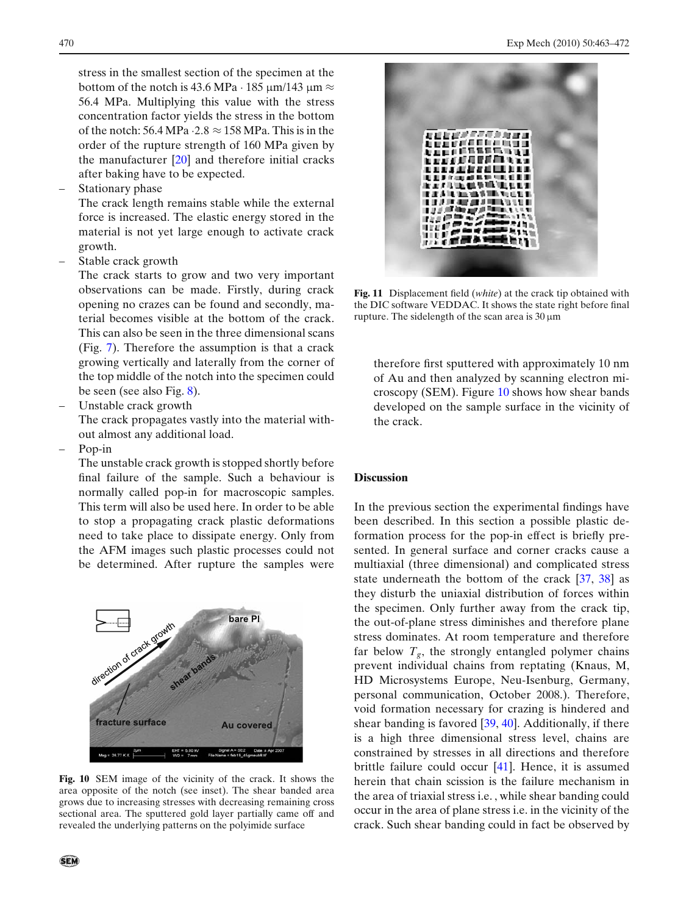stress in the smallest section of the specimen at the bottom of the notch is 43.6 MPa $\cdot$ 185 μm/143 μm $\approx$ 56.4 MPa. Multiplying this value with the stress concentration factor yields the stress in the bottom of the notch: 56.4 MPa $\cdot 2.8 \approx$ 158 MPa. This is in the order of the rupture strength of 160 MPa given by the manufacturer [20] and therefore initial cracks after baking have to be expected.

- Stationary phase
  The crack length remains stable while the external force is increased. The elastic energy stored in the material is not yet large enough to activate crack growth.
- Stable crack growth
  The crack starts to grow and two very important observations can be made. Firstly, during crack opening no crazes can be found and secondly, material becomes visible at the bottom of the crack. This can also be seen in the three dimensional scans (Fig. 7). Therefore the assumption is that a crack growing vertically and laterally from the corner of the top middle of the notch into the specimen could be seen (see also Fig. 8).
- Unstable crack growth
  The crack propagates vastly into the material without almost any additional load.
- Pop-in
  The unstable crack growth is stopped shortly before final failure of the sample. Such a behaviour is normally called pop-in for macroscopic samples. This term will also be used here. In order to be able to stop a propagating crack plastic deformations need to take place to dissipate energy. Only from the AFM images such plastic processes could not be determined. After rupture the samples were therefore first sputtered with approximately 10 nm of Au and then analyzed by scanning electron microscopy (SEM). Figure 10 shows how shear bands developed on the sample surface in the vicinity of the crack.

**Fig. 10** SEM image of the vicinity of the crack. It shows the area opposite of the notch (see inset). The shear banded area grows due to increasing stresses with decreasing remaining cross sectional area. The sputtered gold layer partially came off and revealed the underlying patterns on the polyimide surface

**Fig. 11** Displacement field (*white*) at the crack tip obtained with the DIC software VEDDAC. It shows the state right before final rupture. The sidelength of the scan area is 30 μm

## Discussion

In the previous section the experimental findings have been described. In this section a possible plastic deformation process for the pop-in effect is briefly presented. In general surface and corner cracks cause a multiaxial (three dimensional) and complicated stress state underneath the bottom of the crack [37, 38] as they disturb the uniaxial distribution of forces within the specimen. Only further away from the crack tip, the out-of-plane stress diminishes and therefore plane stress dominates. At room temperature and therefore far below $T_g$, the strongly entangled polymer chains prevent individual chains from reptating (Knaus, M, HD Microsystems Europe, Neu-Isenburg, Germany, personal communication, October 2008.). Therefore, void formation necessary for crazing is hindered and shear banding is favored [39, 40]. Additionally, if there is a high three dimensional stress level, chains are constrained by stresses in all directions and therefore brittle failure could occur [41]. Hence, it is assumed herein that chain scission is the failure mechanism in the area of triaxial stress i.e. , while shear banding could occur in the area of plane stress i.e. in the vicinity of the crack. Such shear banding could in fact be observed by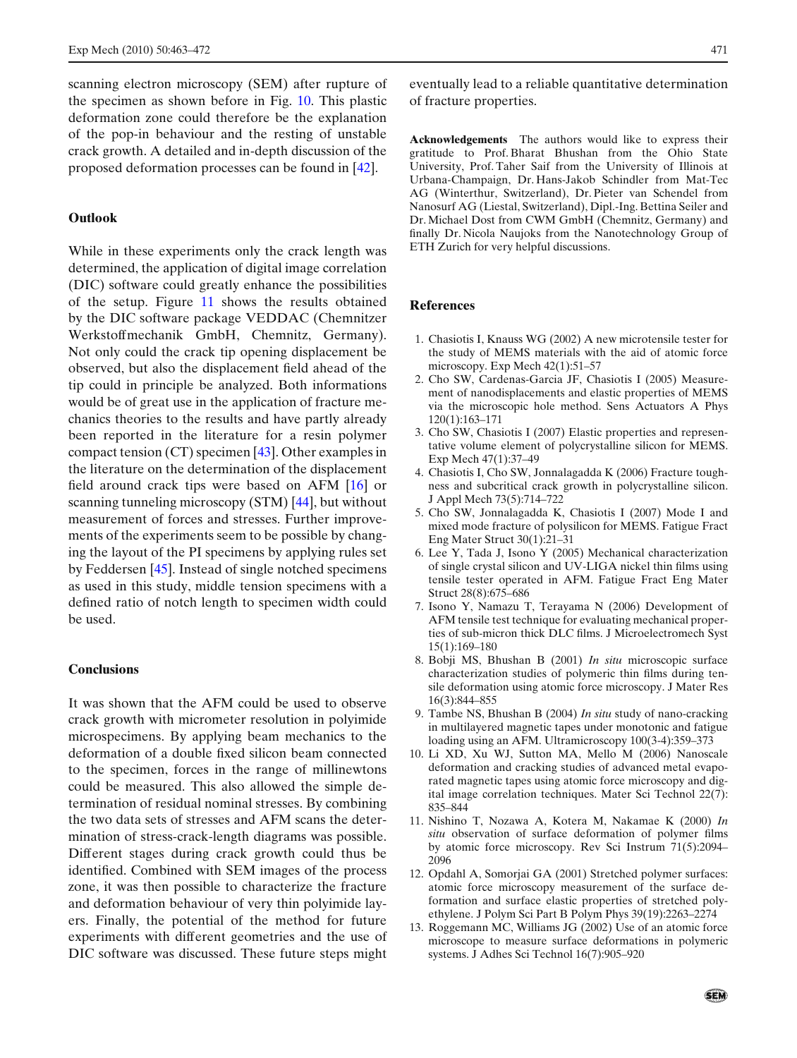scanning electron microscopy (SEM) after rupture of the specimen as shown before in Fig. 10. This plastic deformation zone could therefore be the explanation of the pop-in behaviour and the resting of unstable crack growth. A detailed and in-depth discussion of the proposed deformation processes can be found in [42].

## Outlook

While in these experiments only the crack length was determined, the application of digital image correlation (DIC) software could greatly enhance the possibilities of the setup. Figure 11 shows the results obtained by the DIC software package VEDDAC (Chemnitzer Werkstoffmechanik GmbH, Chemnitz, Germany). Not only could the crack tip opening displacement be observed, but also the displacement field ahead of the tip could in principle be analyzed. Both informations would be of great use in the application of fracture mechanics theories to the results and have partly already been reported in the literature for a resin polymer compact tension (CT) specimen [43]. Other examples in the literature on the determination of the displacement field around crack tips were based on AFM [16] or scanning tunneling microscopy (STM) [44], but without measurement of forces and stresses. Further improvements of the experiments seem to be possible by changing the layout of the PI specimens by applying rules set by Feddersen [45]. Instead of single notched specimens as used in this study, middle tension specimens with a defined ratio of notch length to specimen width could be used.

## Conclusions

It was shown that the AFM could be used to observe crack growth with micrometer resolution in polyimide microspecimens. By applying beam mechanics to the deformation of a double fixed silicon beam connected to the specimen, forces in the range of millinewtons could be measured. This also allowed the simple determination of residual nominal stresses. By combining the two data sets of stresses and AFM scans the determination of stress-crack-length diagrams was possible. Different stages during crack growth could thus be identified. Combined with SEM images of the process zone, it was then possible to characterize the fracture and deformation behaviour of very thin polyimide layers. Finally, the potential of the method for future experiments with different geometries and the use of DIC software was discussed. These future steps might eventually lead to a reliable quantitative determination of fracture properties.

**Acknowledgements** The authors would like to express their gratitude to Prof. Bharat Bhushan from the Ohio State University, Prof. Taher Saif from the University of Illinois at Urbana-Champaign, Dr. Hans-Jakob Schindler from Mat-Tec AG (Winterthur, Switzerland), Dr. Pieter van Schendel from Nanosurf AG (Liestal, Switzerland), Dipl.-Ing. Bettina Seiler and Dr. Michael Dost from CWM GmbH (Chemnitz, Germany) and finally Dr. Nicola Naujoks from the Nanotechnology Group of ETH Zurich for very helpful discussions.

## References

1. Chasiotis I, Knauss WG (2002) A new microtensile tester for the study of MEMS materials with the aid of atomic force microscopy. Exp Mech 42(1):51–57
2. Cho SW, Cardenas-Garcia JF, Chasiotis I (2005) Measurement of nanodisplacements and elastic properties of MEMS via the microscopic hole method. Sens Actuators A Phys 120(1):163–171
3. Cho SW, Chasiotis I (2007) Elastic properties and representative volume element of polycrystalline silicon for MEMS. Exp Mech 47(1):37–49
4. Chasiotis I, Cho SW, Jonnalagadda K (2006) Fracture toughness and subcritical crack growth in polycrystalline silicon. J Appl Mech 73(5):714–722
5. Cho SW, Jonnalagadda K, Chasiotis I (2007) Mode I and mixed mode fracture of polysilicon for MEMS. Fatigue Fract Eng Mater Struct 30(1):21–31
6. Lee Y, Tada J, Isono Y (2005) Mechanical characterization of single crystal silicon and UV-LIGA nickel thin films using tensile tester operated in AFM. Fatigue Fract Eng Mater Struct 28(8):675–686
7. Isono Y, Namazu T, Terayama N (2006) Development of AFM tensile test technique for evaluating mechanical properties of sub-micron thick DLC films. J Microelectromech Syst 15(1):169–180
8. Bobji MS, Bhushan B (2001) *In situ* microscopic surface characterization studies of polymeric thin films during tensile deformation using atomic force microscopy. J Mater Res 16(3):844–855
9. Tambe NS, Bhushan B (2004) *In situ* study of nano-cracking in multilayered magnetic tapes under monotonic and fatigue loading using an AFM. Ultramicroscopy 100(3-4):359–373
10. Li XD, Xu WJ, Sutton MA, Mello M (2006) Nanoscale deformation and cracking studies of advanced metal evaporated magnetic tapes using atomic force microscopy and digital image correlation techniques. Mater Sci Technol 22(7):835–844
11. Nishino T, Nozawa A, Kotera M, Nakamae K (2000) *In situ* observation of surface deformation of polymer films by atomic force microscopy. Rev Sci Instrum 71(5):2094–2096
12. Opdahl A, Somorjai GA (2001) Stretched polymer surfaces: atomic force microscopy measurement of the surface deformation and surface elastic properties of stretched polyethylene. J Polym Sci Part B Polym Phys 39(19):2263–2274
13. Roggemann MC, Williams JG (2002) Use of an atomic force microscope to measure surface deformations in polymeric systems. J Adhes Sci Technol 16(7):905–920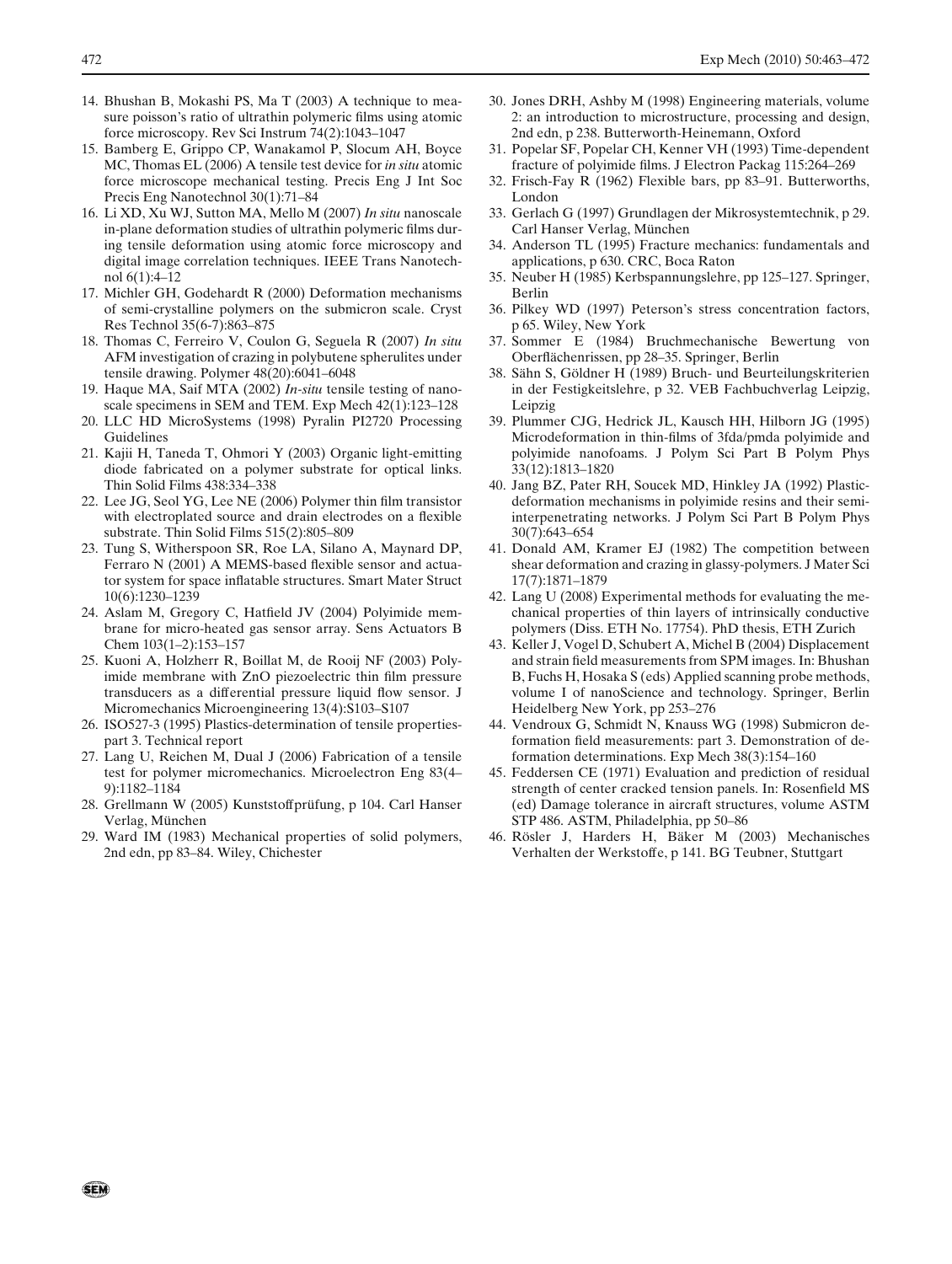14. Bhushan B, Mokashi PS, Ma T (2003) A technique to measure poisson's ratio of ultrathin polymeric films using atomic force microscopy. Rev Sci Instrum 74(2):1043–1047
15. Bamberg E, Grippo CP, Wanakamol P, Slocum AH, Boyce MC, Thomas EL (2006) A tensile test device for *in situ* atomic force microscope mechanical testing. Precis Eng J Int Soc Precis Eng Nanotechnol 30(1):71–84
16. Li XD, Xu WJ, Sutton MA, Mello M (2007) *In situ* nanoscale in-plane deformation studies of ultrathin polymeric films during tensile deformation using atomic force microscopy and digital image correlation techniques. IEEE Trans Nanotechnol 6(1):4–12
17. Michler GH, Godehardt R (2000) Deformation mechanisms of semi-crystalline polymers on the submicron scale. Cryst Res Technol 35(6-7):863–875
18. Thomas C, Ferreiro V, Coulon G, Seguela R (2007) *In situ* AFM investigation of crazing in polybutene spherulites under tensile drawing. Polymer 48(20):6041–6048
19. Haque MA, Saif MTA (2002) *In-situ* tensile testing of nanoscale specimens in SEM and TEM. Exp Mech 42(1):123–128
20. LLC HD MicroSystems (1998) Pyralin PI2720 Processing Guidelines
21. Kajii H, Taneda T, Ohmori Y (2003) Organic light-emitting diode fabricated on a polymer substrate for optical links. Thin Solid Films 438:334–338
22. Lee JG, Seol YG, Lee NE (2006) Polymer thin film transistor with electroplated source and drain electrodes on a flexible substrate. Thin Solid Films 515(2):805–809
23. Tung S, Witherspoon SR, Roe LA, Silano A, Maynard DP, Ferraro N (2001) A MEMS-based flexible sensor and actuator system for space inflatable structures. Smart Mater Struct 10(6):1230–1239
24. Aslam M, Gregory C, Hatfield JV (2004) Polyimide membrane for micro-heated gas sensor array. Sens Actuators B Chem 103(1–2):153–157
25. Kuoni A, Holzherr R, Boillat M, de Rooij NF (2003) Polyimide membrane with ZnO piezoelectric thin film pressure transducers as a differential pressure liquid flow sensor. J Micromechanics Microengineering 13(4):S103–S107
26. ISO527-3 (1995) Plastics-determination of tensile properties-part 3. Technical report
27. Lang U, Reichen M, Dual J (2006) Fabrication of a tensile test for polymer micromechanics. Microelectron Eng 83(4–9):1182–1184
28. Grellmann W (2005) Kunststoffprüfung, p 104. Carl Hanser Verlag, München
29. Ward IM (1983) Mechanical properties of solid polymers, 2nd edn, pp 83–84. Wiley, Chichester
30. Jones DRH, Ashby M (1998) Engineering materials, volume 2: an introduction to microstructure, processing and design, 2nd edn, p 238. Butterworth-Heinemann, Oxford
31. Popelar SF, Popelar CH, Kenner VH (1993) Time-dependent fracture of polyimide films. J Electron Packag 115:264–269
32. Frisch-Fay R (1962) Flexible bars, pp 83–91. Butterworths, London
33. Gerlach G (1997) Grundlagen der Mikrosystemtechnik, p 29. Carl Hanser Verlag, München
34. Anderson TL (1995) Fracture mechanics: fundamentals and applications, p 630. CRC, Boca Raton
35. Neuber H (1985) Kerbspannungslehre, pp 125–127. Springer, Berlin
36. Pilkey WD (1997) Peterson's stress concentration factors, p 65. Wiley, New York
37. Sommer E (1984) Bruchmechanische Bewertung von Oberflächenrissen, pp 28–35. Springer, Berlin
38. Sähn S, Göldner H (1989) Bruch- und Beurteilungskriterien in der Festigkeitslehre, p 32. VEB Fachbuchverlag Leipzig, Leipzig
39. Plummer CJG, Hedrick JL, Kausch HH, Hilborn JG (1995) Microdeformation in thin-films of 3fda/pmda polyimide and polyimide nanofoams. J Polym Sci Part B Polym Phys 33(12):1813–1820
40. Jang BZ, Pater RH, Soucek MD, Hinkley JA (1992) Plastic-deformation mechanisms in polyimide resins and their semi-interpenetrating networks. J Polym Sci Part B Polym Phys 30(7):643–654
41. Donald AM, Kramer EJ (1982) The competition between shear deformation and crazing in glassy-polymers. J Mater Sci 17(7):1871–1879
42. Lang U (2008) Experimental methods for evaluating the mechanical properties of thin layers of intrinsically conductive polymers (Diss. ETH No. 17754). PhD thesis, ETH Zurich
43. Keller J, Vogel D, Schubert A, Michel B (2004) Displacement and strain field measurements from SPM images. In: Bhushan B, Fuchs H, Hosaka S (eds) Applied scanning probe methods, volume I of nanoScience and technology. Springer, Berlin Heidelberg New York, pp 253–276
44. Vendroux G, Schmidt N, Knauss WG (1998) Submicron deformation field measurements: part 3. Demonstration of deformation determinations. Exp Mech 38(3):154–160
45. Feddersen CE (1971) Evaluation and prediction of residual strength of center cracked tension panels. In: Rosenfield MS (ed) Damage tolerance in aircraft structures, volume ASTM STP 486. ASTM, Philadelphia, pp 50–86
46. Rösler J, Harders H, Bäker M (2003) Mechanisches Verhalten der Werkstoffe, p 141. BG Teubner, Stuttgart